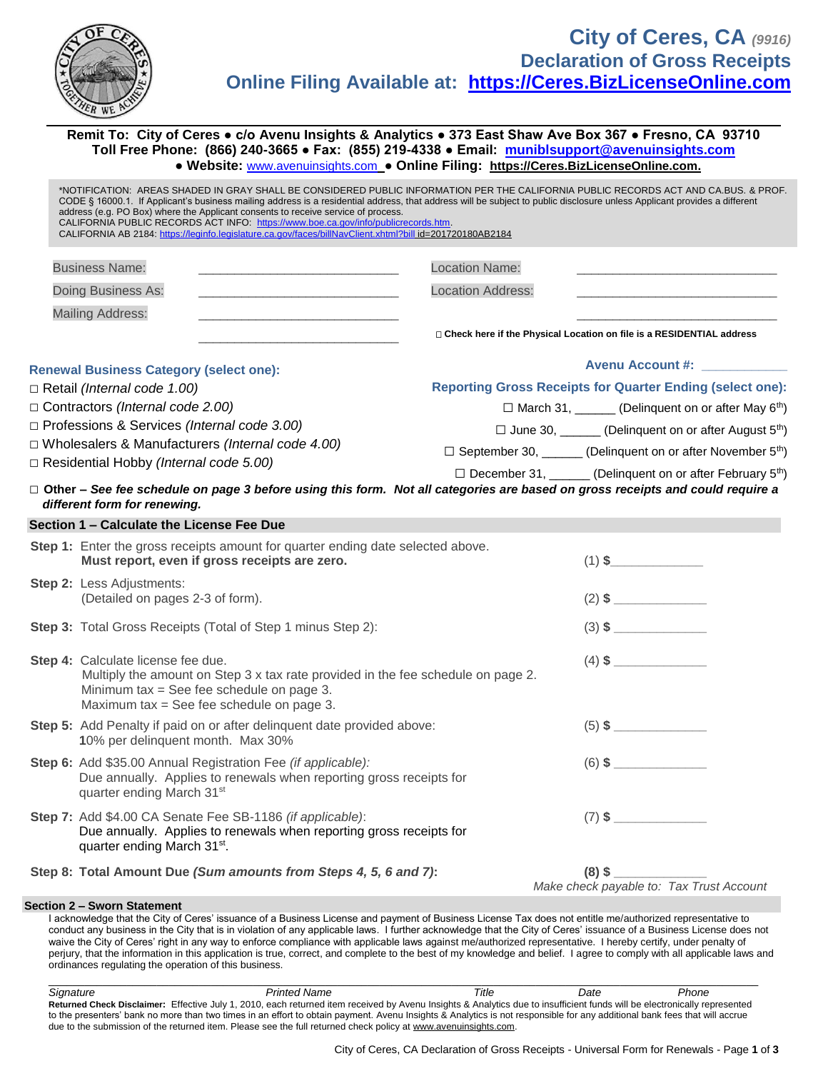# City of Ceres, CA *(9916)*

## Declaration of Gross Receipts

## Online Filing Available at: https://Ceres.BizLicenseOnline.com

**Remit To: City of Ceres ● c/o Avenu Insights & Analytics ● 373 East Shaw Ave Box 367 ● Fresno, CA 93710**
**Toll Free Phone: (866) 240-3665 ● Fax: (855) 219-4338 ● Email: muniblsupport@avenuinsights.com**
**● Website:** www.avenuinsights.com **● Online Filing: https://Ceres.BizLicenseOnline.com.**

*NOTIFICATION: AREAS SHADED IN GRAY SHALL BE CONSIDERED PUBLIC INFORMATION PER THE CALIFORNIA PUBLIC RECORDS ACT AND CA.BUS. & PROF. CODE § 16000.1. If Applicant's business mailing address is a residential address, that address will be subject to public disclosure unless Applicant provides a different address (e.g. PO Box) where the Applicant consents to receive service of process.
CALIFORNIA PUBLIC RECORDS ACT INFO: https://www.boe.ca.gov/info/publicrecords.htm.
CALIFORNIA AB 2184: https://leginfo.legislature.ca.gov/faces/billNavClient.xhtml?bill id=201720180AB2184

Business Name: ____________________________

Doing Business As: ____________________________

Mailing Address: ____________________________
____________________________

Location Name: ____________________________

Location Address: ____________________________
____________________________

□ **Check here if the Physical Location on file is a RESIDENTIAL address**

**Avenu Account #:** ____________

**Renewal Business Category (select one):**

- □ Retail *(Internal code 1.00)*
- □ Contractors *(Internal code 2.00)*
- □ Professions & Services *(Internal code 3.00)*
- □ Wholesalers & Manufacturers *(Internal code 4.00)*
- □ Residential Hobby *(Internal code 5.00)*

**Reporting Gross Receipts for Quarter Ending (select one):**

- ☐ March 31, ______ (Delinquent on or after May 6th)
- ☐ June 30, ______ (Delinquent on or after August 5th)
- ☐ September 30, ______ (Delinquent on or after November 5th)
- ☐ December 31, ______ (Delinquent on or after February 5th)

□ **Other – *See fee schedule on page 3 before using this form. Not all categories are based on gross receipts and could require a different form for renewing.***

### Section 1 – Calculate the License Fee Due

**Step 1:** Enter the gross receipts amount for quarter ending date selected above.
**Must report, even if gross receipts are zero.** (1) $____________

**Step 2:** Less Adjustments:
(Detailed on pages 2-3 of form). (2) $ ____________

**Step 3:** Total Gross Receipts (Total of Step 1 minus Step 2): (3) $ ____________

**Step 4:** Calculate license fee due. (4) $ ____________
Multiply the amount on Step 3 x tax rate provided in the fee schedule on page 2.
Minimum tax = See fee schedule on page 3.
Maximum tax = See fee schedule on page 3.

**Step 5:** Add Penalty if paid on or after delinquent date provided above: (5) $ ____________
**1**0% per delinquent month. Max 30%

**Step 6:** Add $35.00 Annual Registration Fee *(if applicable)*: (6) $ ____________
Due annually. Applies to renewals when reporting gross receipts for quarter ending March 31st

**Step 7:** Add $4.00 CA Senate Fee SB-1186 *(if applicable)*: (7) $ ____________
Due annually. Applies to renewals when reporting gross receipts for quarter ending March 31st.

**Step 8: Total Amount Due *(Sum amounts from Steps 4, 5, 6 and 7)*:** **(8) $** ____________
*Make check payable to: Tax Trust Account*

### Section 2 – Sworn Statement

I acknowledge that the City of Ceres' issuance of a Business License and payment of Business License Tax does not entitle me/authorized representative to conduct any business in the City that is in violation of any applicable laws. I further acknowledge that the City of Ceres' issuance of a Business License does not waive the City of Ceres' right in any way to enforce compliance with applicable laws against me/authorized representative. I hereby certify, under penalty of perjury, that the information in this application is true, correct, and complete to the best of my knowledge and belief. I agree to comply with all applicable laws and ordinances regulating the operation of this business.

_______________________________________________________________________________

*Signature* *Printed Name* *Title* *Date* *Phone*

**Returned Check Disclaimer:** Effective July 1, 2010, each returned item received by Avenu Insights & Analytics due to insufficient funds will be electronically represented to the presenters' bank no more than two times in an effort to obtain payment. Avenu Insights & Analytics is not responsible for any additional bank fees that will accrue due to the submission of the returned item. Please see the full returned check policy at www.avenuinsights.com.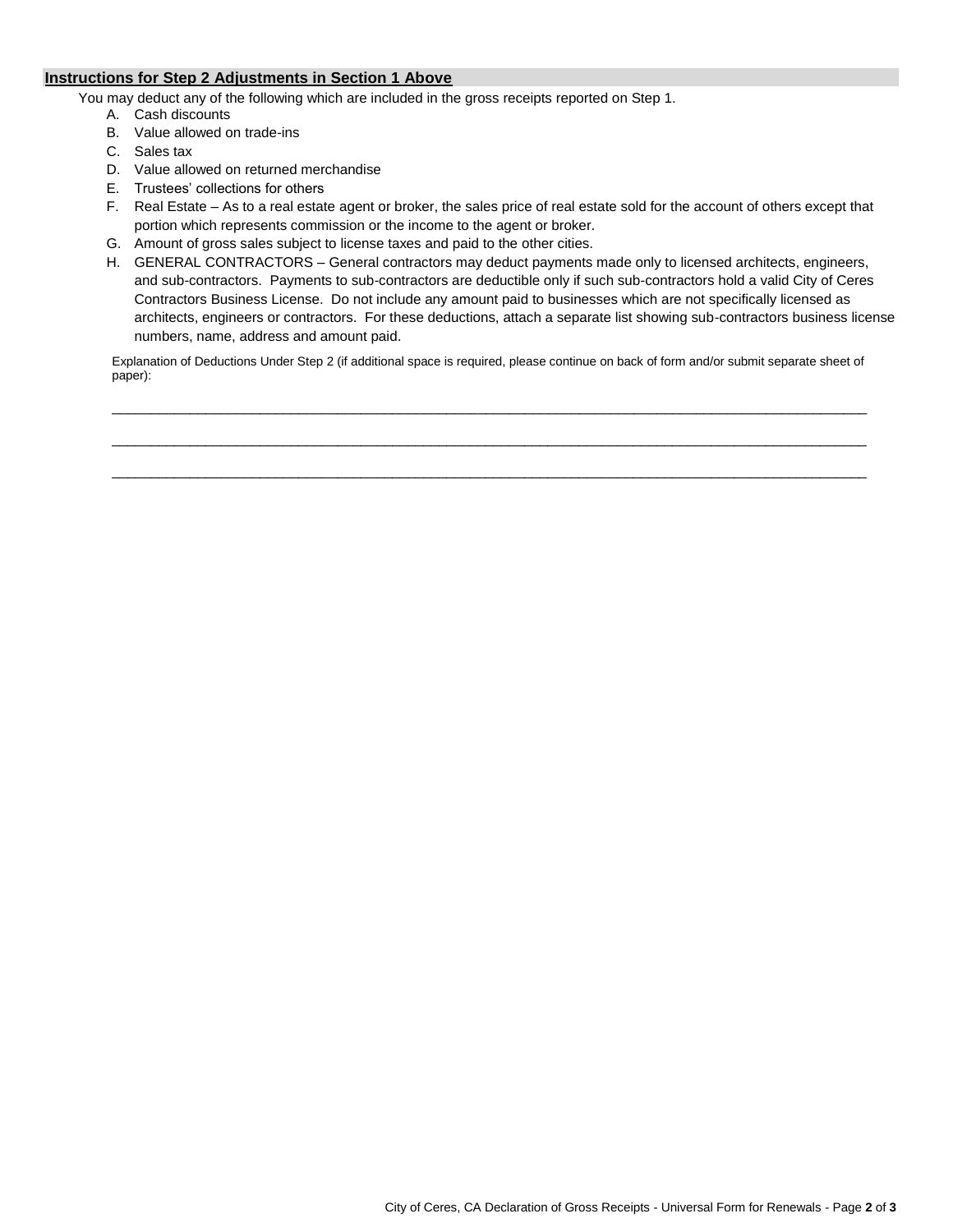## **Instructions for Step 2 Adjustments in Section 1 Above**

You may deduct any of the following which are included in the gross receipts reported on Step 1.

A. Cash discounts
B. Value allowed on trade-ins
C. Sales tax
D. Value allowed on returned merchandise
E. Trustees' collections for others
F. Real Estate – As to a real estate agent or broker, the sales price of real estate sold for the account of others except that portion which represents commission or the income to the agent or broker.
G. Amount of gross sales subject to license taxes and paid to the other cities.
H. GENERAL CONTRACTORS – General contractors may deduct payments made only to licensed architects, engineers, and sub-contractors. Payments to sub-contractors are deductible only if such sub-contractors hold a valid City of Ceres Contractors Business License. Do not include any amount paid to businesses which are not specifically licensed as architects, engineers or contractors. For these deductions, attach a separate list showing sub-contractors business license numbers, name, address and amount paid.

Explanation of Deductions Under Step 2 (if additional space is required, please continue on back of form and/or submit separate sheet of paper):

_______________________________________________________________________________________________

_______________________________________________________________________________________________

_______________________________________________________________________________________________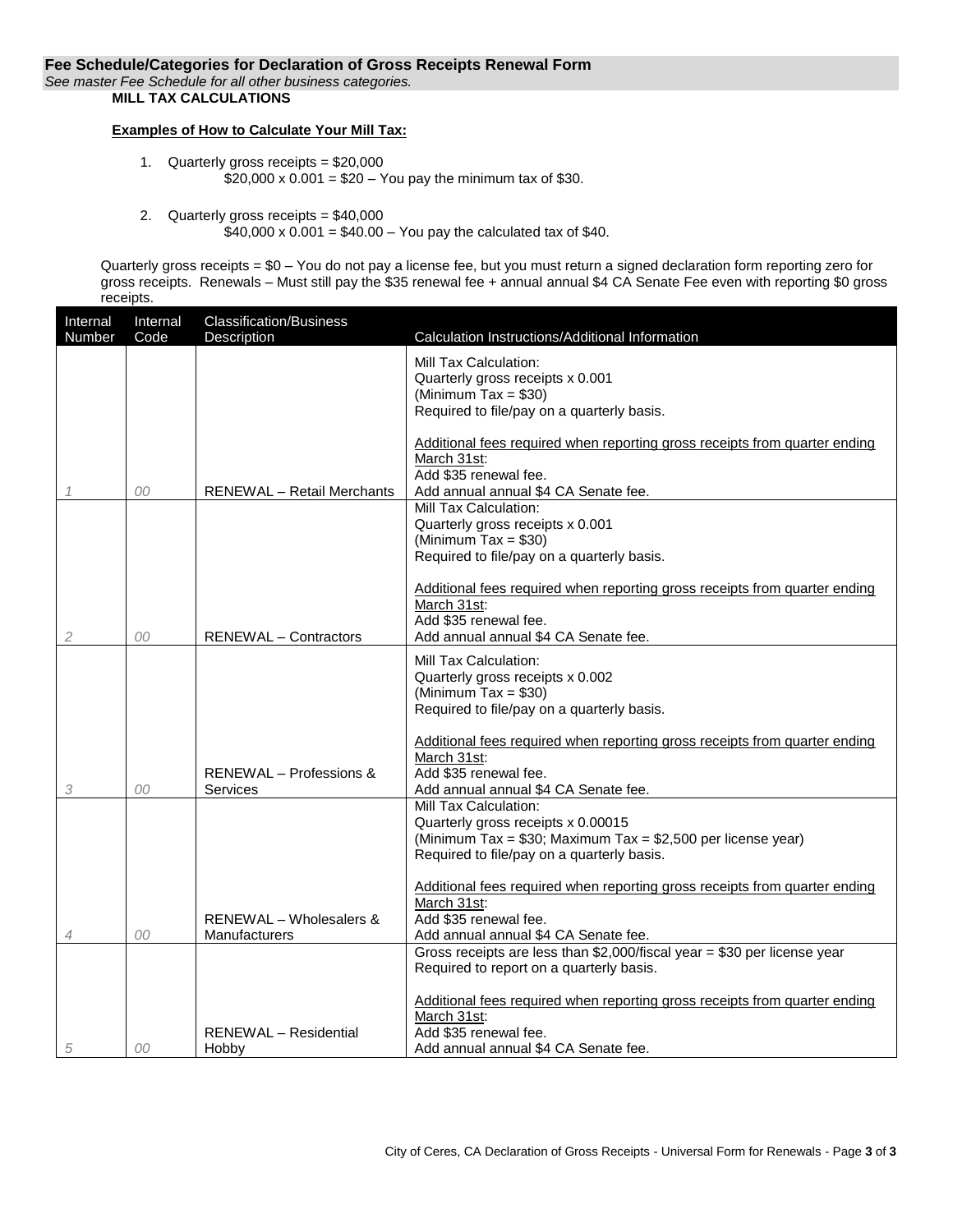## Fee Schedule/Categories for Declaration of Gross Receipts Renewal Form

*See master Fee Schedule for all other business categories.*

**MILL TAX CALCULATIONS**

**Examples of How to Calculate Your Mill Tax:**

1. Quarterly gross receipts = $20,000
   $20,000 x 0.001 = $20 – You pay the minimum tax of $30.

2. Quarterly gross receipts = $40,000
   $40,000 x 0.001 = $40.00 – You pay the calculated tax of $40.

Quarterly gross receipts = $0 – You do not pay a license fee, but you must return a signed declaration form reporting zero for gross receipts. Renewals – Must still pay the $35 renewal fee + annual annual $4 CA Senate Fee even with reporting $0 gross receipts.

| Internal Number | Internal Code | Classification/Business Description | Calculation Instructions/Additional Information |
|---|---|---|---|
| *1* | *00* | RENEWAL – Retail Merchants | Mill Tax Calculation:<br>Quarterly gross receipts x 0.001<br>(Minimum Tax = $30)<br>Required to file/pay on a quarterly basis.<br><br><u>Additional fees required when reporting gross receipts from quarter ending March 31st</u>:<br>Add $35 renewal fee.<br>Add annual annual $4 CA Senate fee. |
| *2* | *00* | RENEWAL – Contractors | Mill Tax Calculation:<br>Quarterly gross receipts x 0.001<br>(Minimum Tax = $30)<br>Required to file/pay on a quarterly basis.<br><br><u>Additional fees required when reporting gross receipts from quarter ending March 31st</u>:<br>Add $35 renewal fee.<br>Add annual annual $4 CA Senate fee. |
| *3* | *00* | RENEWAL – Professions & Services | Mill Tax Calculation:<br>Quarterly gross receipts x 0.002<br>(Minimum Tax = $30)<br>Required to file/pay on a quarterly basis.<br><br><u>Additional fees required when reporting gross receipts from quarter ending March 31st</u>:<br>Add $35 renewal fee.<br>Add annual annual $4 CA Senate fee. |
| *4* | *00* | RENEWAL – Wholesalers & Manufacturers | Mill Tax Calculation:<br>Quarterly gross receipts x 0.00015<br>(Minimum Tax = $30; Maximum Tax = $2,500 per license year)<br>Required to file/pay on a quarterly basis.<br><br><u>Additional fees required when reporting gross receipts from quarter ending March 31st</u>:<br>Add $35 renewal fee.<br>Add annual annual $4 CA Senate fee. |
| *5* | *00* | RENEWAL – Residential Hobby | Gross receipts are less than $2,000/fiscal year = $30 per license year<br>Required to report on a quarterly basis.<br><br><u>Additional fees required when reporting gross receipts from quarter ending March 31st</u>:<br>Add $35 renewal fee.<br>Add annual annual $4 CA Senate fee. |